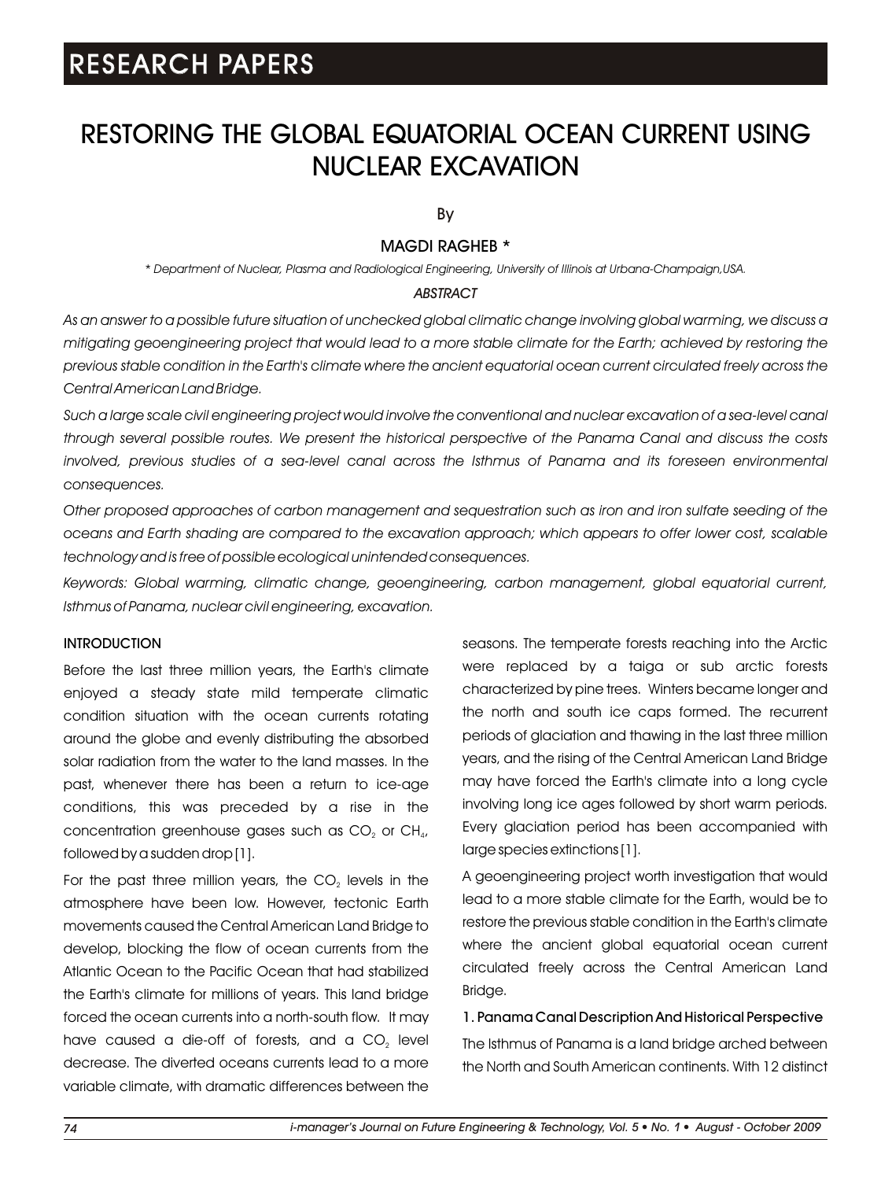RESEARCH PAPERS

# RESTORING THE GLOBAL EQUATORIAL OCEAN CURRENT USING NUCLEAR EXCAVATION

By

MAGDI RAGHEB *

*\* Department of Nuclear, Plasma and Radiological Engineering, University of Illinois at Urbana-Champaign,USA.*

### *ABSTRACT*

*As an answer to a possible future situation of unchecked global climatic change involving global warming, we discuss a mitigating geoengineering project that would lead to a more stable climate for the Earth; achieved by restoring the previous stable condition in the Earth's climate where the ancient equatorial ocean current circulated freely across the Central American Land Bridge.*

*Such a large scale civil engineering project would involve the conventional and nuclear excavation of a sea-level canal through several possible routes. We present the historical perspective of the Panama Canal and discuss the costs involved, previous studies of a sea-level canal across the Isthmus of Panama and its foreseen environmental consequences.*

*Other proposed approaches of carbon management and sequestration such as iron and iron sulfate seeding of the oceans and Earth shading are compared to the excavation approach; which appears to offer lower cost, scalable technology and is free of possible ecological unintended consequences.*

*Keywords: Global warming, climatic change, geoengineering, carbon management, global equatorial current, Isthmus of Panama, nuclear civil engineering, excavation.*

## INTRODUCTION

Before the last three million years, the Earth's climate enjoyed a steady state mild temperate climatic condition situation with the ocean currents rotating around the globe and evenly distributing the absorbed solar radiation from the water to the land masses. In the past, whenever there has been a return to ice-age conditions, this was preceded by a rise in the concentration greenhouse gases such as $CO_2$ or $CH_4$, followed by a sudden drop [1].

For the past three million years, the $CO_2$ levels in the atmosphere have been low. However, tectonic Earth movements caused the Central American Land Bridge to develop, blocking the flow of ocean currents from the Atlantic Ocean to the Pacific Ocean that had stabilized the Earth's climate for millions of years. This land bridge forced the ocean currents into a north-south flow. It may have caused a die-off of forests, and a $CO_2$ level decrease. The diverted oceans currents lead to a more variable climate, with dramatic differences between the seasons. The temperate forests reaching into the Arctic were replaced by a taiga or sub arctic forests characterized by pine trees. Winters became longer and the north and south ice caps formed. The recurrent periods of glaciation and thawing in the last three million years, and the rising of the Central American Land Bridge may have forced the Earth's climate into a long cycle involving long ice ages followed by short warm periods. Every glaciation period has been accompanied with large species extinctions [1].

A geoengineering project worth investigation that would lead to a more stable climate for the Earth, would be to restore the previous stable condition in the Earth's climate where the ancient global equatorial ocean current circulated freely across the Central American Land Bridge.

## 1. Panama Canal Description And Historical Perspective

The Isthmus of Panama is a land bridge arched between the North and South American continents. With 12 distinct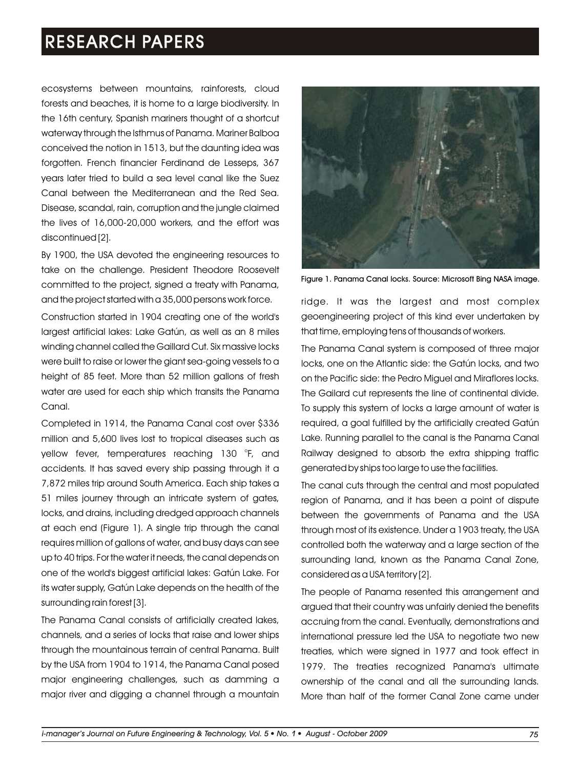ecosystems between mountains, rainforests, cloud forests and beaches, it is home to a large biodiversity. In the 16th century, Spanish mariners thought of a shortcut waterway through the Isthmus of Panama. Mariner Balboa conceived the notion in 1513, but the daunting idea was forgotten. French financier Ferdinand de Lesseps, 367 years later tried to build a sea level canal like the Suez Canal between the Mediterranean and the Red Sea. Disease, scandal, rain, corruption and the jungle claimed the lives of 16,000-20,000 workers, and the effort was discontinued [2].

By 1900, the USA devoted the engineering resources to take on the challenge. President Theodore Roosevelt committed to the project, signed a treaty with Panama, and the project started with a 35,000 persons work force.

Construction started in 1904 creating one of the world's largest artificial lakes: Lake Gatún, as well as an 8 miles winding channel called the Gaillard Cut. Six massive locks were built to raise or lower the giant sea-going vessels to a height of 85 feet. More than 52 million gallons of fresh water are used for each ship which transits the Panama Canal.

Completed in 1914, the Panama Canal cost over $336 million and 5,600 lives lost to tropical diseases such as yellow fever, temperatures reaching 130 °F, and accidents. It has saved every ship passing through it a 7,872 miles trip around South America. Each ship takes a 51 miles journey through an intricate system of gates, locks, and drains, including dredged approach channels at each end (Figure 1). A single trip through the canal requires million of gallons of water, and busy days can see up to 40 trips. For the water it needs, the canal depends on one of the world's biggest artificial lakes: Gatún Lake. For its water supply, Gatún Lake depends on the health of the surrounding rain forest [3].

The Panama Canal consists of artificially created lakes, channels, and a series of locks that raise and lower ships through the mountainous terrain of central Panama. Built by the USA from 1904 to 1914, the Panama Canal posed major engineering challenges, such as damming a major river and digging a channel through a mountain ridge. It was the largest and most complex geoengineering project of this kind ever undertaken by that time, employing tens of thousands of workers.

Figure 1. Panama Canal locks. Source: Microsoft Bing NASA image.

The Panama Canal system is composed of three major locks, one on the Atlantic side: the Gatún locks, and two on the Pacific side: the Pedro Miguel and Miraflores locks. The Gailard cut represents the line of continental divide. To supply this system of locks a large amount of water is required, a goal fulfilled by the artificially created Gatún Lake. Running parallel to the canal is the Panama Canal Railway designed to absorb the extra shipping traffic generated by ships too large to use the facilities.

The canal cuts through the central and most populated region of Panama, and it has been a point of dispute between the governments of Panama and the USA through most of its existence. Under a 1903 treaty, the USA controlled both the waterway and a large section of the surrounding land, known as the Panama Canal Zone, considered as a USA territory [2].

The people of Panama resented this arrangement and argued that their country was unfairly denied the benefits accruing from the canal. Eventually, demonstrations and international pressure led the USA to negotiate two new treaties, which were signed in 1977 and took effect in 1979. The treaties recognized Panama's ultimate ownership of the canal and all the surrounding lands. More than half of the former Canal Zone came under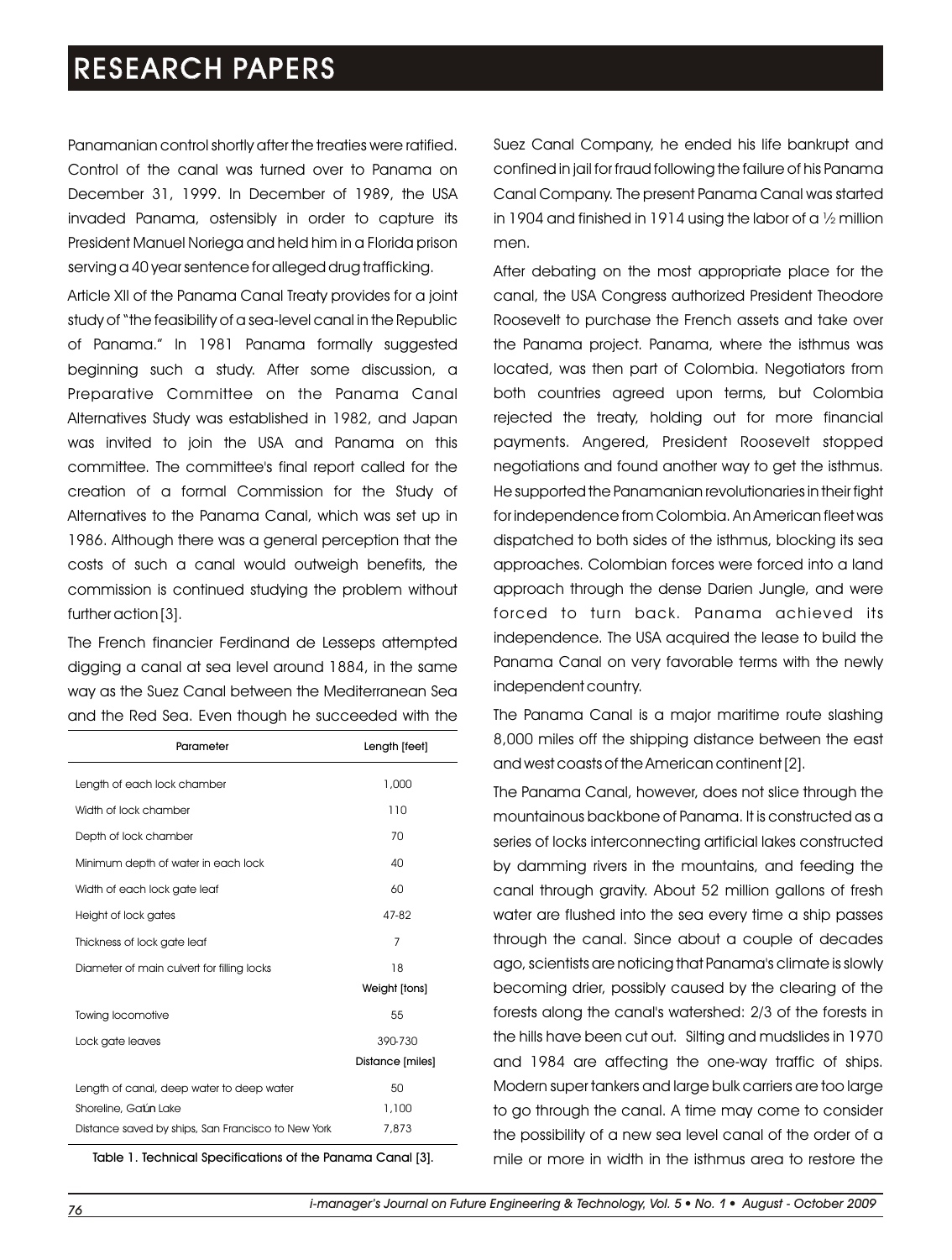Panamanian control shortly after the treaties were ratified. Control of the canal was turned over to Panama on December 31, 1999. In December of 1989, the USA invaded Panama, ostensibly in order to capture its President Manuel Noriega and held him in a Florida prison serving a 40 year sentence for alleged drug trafficking.

Article XII of the Panama Canal Treaty provides for a joint study of "the feasibility of a sea-level canal in the Republic of Panama." In 1981 Panama formally suggested beginning such a study. After some discussion, a Preparative Committee on the Panama Canal Alternatives Study was established in 1982, and Japan was invited to join the USA and Panama on this committee. The committee's final report called for the creation of a formal Commission for the Study of Alternatives to the Panama Canal, which was set up in 1986. Although there was a general perception that the costs of such a canal would outweigh benefits, the commission is continued studying the problem without further action [3].

The French financier Ferdinand de Lesseps attempted digging a canal at sea level around 1884, in the same way as the Suez Canal between the Mediterranean Sea and the Red Sea. Even though he succeeded with the Suez Canal Company, he ended his life bankrupt and confined in jail for fraud following the failure of his Panama Canal Company. The present Panama Canal was started in 1904 and finished in 1914 using the labor of a ½ million men.

| Parameter | Length [feet] |
|---|---|
| Length of each lock chamber | 1,000 |
| Width of lock chamber | 110 |
| Depth of lock chamber | 70 |
| Minimum depth of water in each lock | 40 |
| Width of each lock gate leaf | 60 |
| Height of lock gates | 47-82 |
| Thickness of lock gate leaf | 7 |
| Diameter of main culvert for filling locks | 18 |
| | Weight [tons] |
| Towing locomotive | 55 |
| Lock gate leaves | 390-730 |
| | Distance [miles] |
| Length of canal, deep water to deep water | 50 |
| Shoreline, Gatún Lake | 1,100 |
| Distance saved by ships, San Francisco to New York | 7,873 |

Table 1. Technical Specifications of the Panama Canal [3].

After debating on the most appropriate place for the canal, the USA Congress authorized President Theodore Roosevelt to purchase the French assets and take over the Panama project. Panama, where the isthmus was located, was then part of Colombia. Negotiators from both countries agreed upon terms, but Colombia rejected the treaty, holding out for more financial payments. Angered, President Roosevelt stopped negotiations and found another way to get the isthmus. He supported the Panamanian revolutionaries in their fight for independence from Colombia. An American fleet was dispatched to both sides of the isthmus, blocking its sea approaches. Colombian forces were forced into a land approach through the dense Darien Jungle, and were forced to turn back. Panama achieved its independence. The USA acquired the lease to build the Panama Canal on very favorable terms with the newly independent country.

The Panama Canal is a major maritime route slashing 8,000 miles off the shipping distance between the east and west coasts of the American continent [2].

The Panama Canal, however, does not slice through the mountainous backbone of Panama. It is constructed as a series of locks interconnecting artificial lakes constructed by damming rivers in the mountains, and feeding the canal through gravity. About 52 million gallons of fresh water are flushed into the sea every time a ship passes through the canal. Since about a couple of decades ago, scientists are noticing that Panama's climate is slowly becoming drier, possibly caused by the clearing of the forests along the canal's watershed: 2/3 of the forests in the hills have been cut out. Silting and mudslides in 1970 and 1984 are affecting the one-way traffic of ships. Modern super tankers and large bulk carriers are too large to go through the canal. A time may come to consider the possibility of a new sea level canal of the order of a mile or more in width in the isthmus area to restore the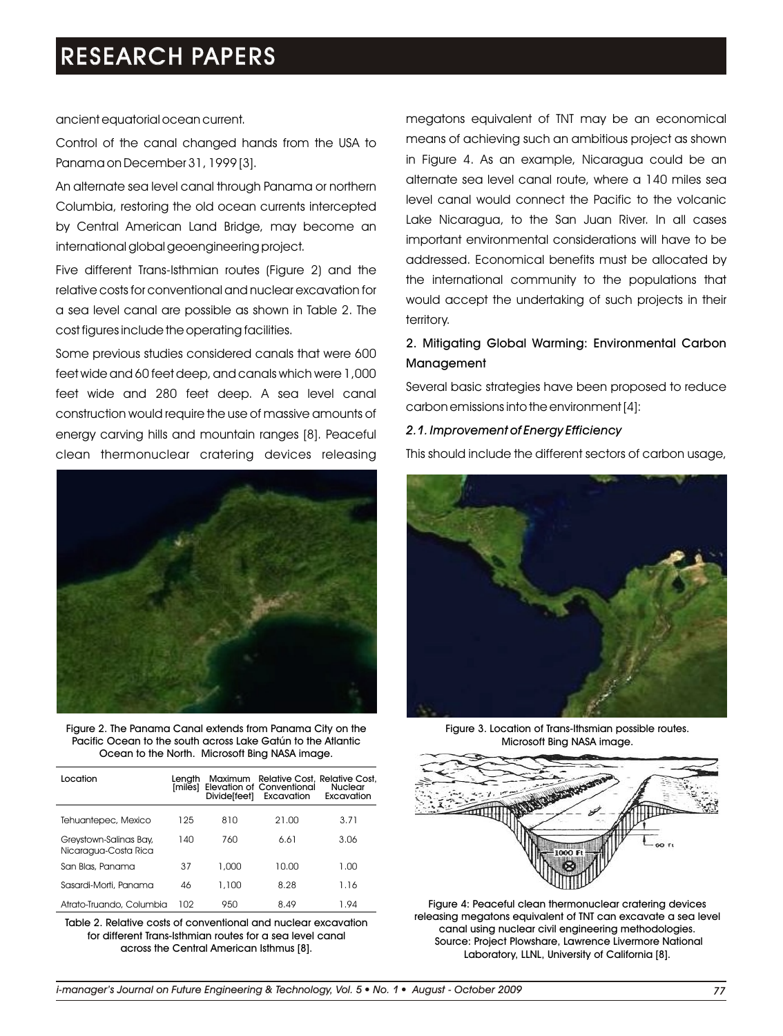ancient equatorial ocean current.

Control of the canal changed hands from the USA to Panama on December 31, 1999 [3].

An alternate sea level canal through Panama or northern Columbia, restoring the old ocean currents intercepted by Central American Land Bridge, may become an international global geoengineering project.

Five different Trans-Isthmian routes (Figure 2) and the relative costs for conventional and nuclear excavation for a sea level canal are possible as shown in Table 2. The cost figures include the operating facilities.

Some previous studies considered canals that were 600 feet wide and 60 feet deep, and canals which were 1,000 feet wide and 280 feet deep. A sea level canal construction would require the use of massive amounts of energy carving hills and mountain ranges [8]. Peaceful clean thermonuclear cratering devices releasing megatons equivalent of TNT may be an economical means of achieving such an ambitious project as shown in Figure 4. As an example, Nicaragua could be an alternate sea level canal route, where a 140 miles sea level canal would connect the Pacific to the volcanic Lake Nicaragua, to the San Juan River. In all cases important environmental considerations will have to be addressed. Economical benefits must be allocated by the international community to the populations that would accept the undertaking of such projects in their territory.

Figure 2. The Panama Canal extends from Panama City on the Pacific Ocean to the south across Lake Gatún to the Atlantic Ocean to the North. Microsoft Bing NASA image.

| Location | Length [miles] | Maximum Elevation of Divide[feet] | Relative Cost, Conventional Excavation | Relative Cost, Nuclear Excavation |
|---|---|---|---|---|
| Tehuantepec, Mexico | 125 | 810 | 21.00 | 3.71 |
| Greytown-Salinas Bay, Nicaragua-Costa Rica | 140 | 760 | 6.61 | 3.06 |
| San Blas, Panama | 37 | 1,000 | 10.00 | 1.00 |
| Sasardi-Morti, Panama | 46 | 1,100 | 8.28 | 1.16 |
| Atrato-Truando, Columbia | 102 | 950 | 8.49 | 1.94 |

Table 2. Relative costs of conventional and nuclear excavation for different Trans-Isthmian routes for a sea level canal across the Central American Isthmus [8].

## 2. Mitigating Global Warming: Environmental Carbon Management

Several basic strategies have been proposed to reduce carbon emissions into the environment [4]:

### *2.1. Improvement of Energy Efficiency*

This should include the different sectors of carbon usage,

Figure 3. Location of Trans-Ithsmian possible routes. Microsoft Bing NASA image.

Figure 4: Peaceful clean thermonuclear cratering devices releasing megatons equivalent of TNT can excavate a sea level canal using nuclear civil engineering methodologies. Source: Project Plowshare, Lawrence Livermore National Laboratory, LLNL, University of California [8].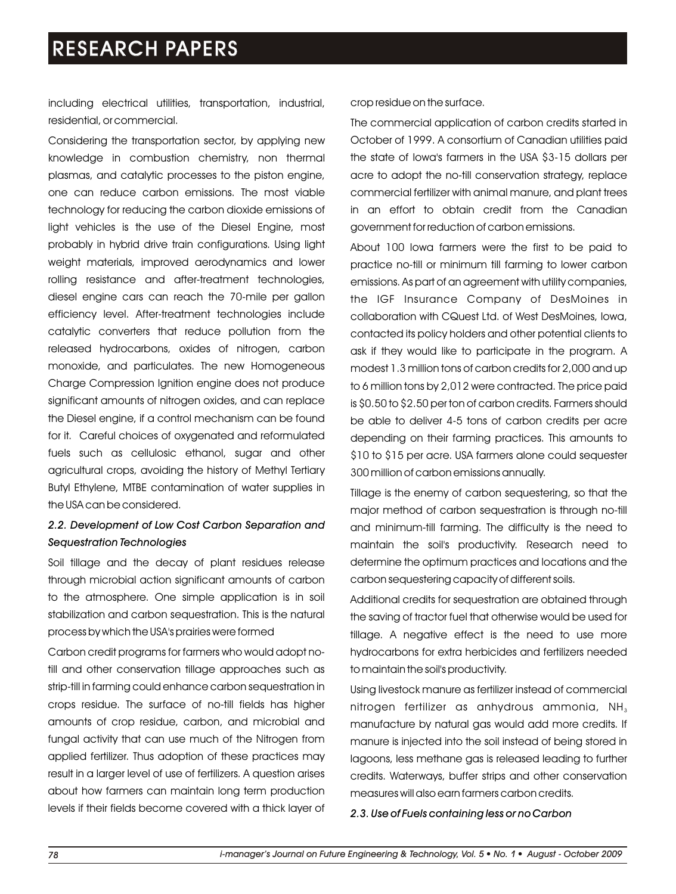including electrical utilities, transportation, industrial, residential, or commercial.

Considering the transportation sector, by applying new knowledge in combustion chemistry, non thermal plasmas, and catalytic processes to the piston engine, one can reduce carbon emissions. The most viable technology for reducing the carbon dioxide emissions of light vehicles is the use of the Diesel Engine, most probably in hybrid drive train configurations. Using light weight materials, improved aerodynamics and lower rolling resistance and after-treatment technologies, diesel engine cars can reach the 70-mile per gallon efficiency level. After-treatment technologies include catalytic converters that reduce pollution from the released hydrocarbons, oxides of nitrogen, carbon monoxide, and particulates. The new Homogeneous Charge Compression Ignition engine does not produce significant amounts of nitrogen oxides, and can replace the Diesel engine, if a control mechanism can be found for it. Careful choices of oxygenated and reformulated fuels such as cellulosic ethanol, sugar and other agricultural crops, avoiding the history of Methyl Tertiary Butyl Ethylene, MTBE contamination of water supplies in the USA can be considered.

### *2.2. Development of Low Cost Carbon Separation and Sequestration Technologies*

Soil tillage and the decay of plant residues release through microbial action significant amounts of carbon to the atmosphere. One simple application is in soil stabilization and carbon sequestration. This is the natural process by which the USA's prairies were formed

Carbon credit programs for farmers who would adopt no-till and other conservation tillage approaches such as strip-till in farming could enhance carbon sequestration in crops residue. The surface of no-till fields has higher amounts of crop residue, carbon, and microbial and fungal activity that can use much of the Nitrogen from applied fertilizer. Thus adoption of these practices may result in a larger level of use of fertilizers. A question arises about how farmers can maintain long term production levels if their fields become covered with a thick layer of crop residue on the surface.

The commercial application of carbon credits started in October of 1999. A consortium of Canadian utilities paid the state of Iowa's farmers in the USA $3-15 dollars per acre to adopt the no-till conservation strategy, replace commercial fertilizer with animal manure, and plant trees in an effort to obtain credit from the Canadian government for reduction of carbon emissions.

About 100 Iowa farmers were the first to be paid to practice no-till or minimum till farming to lower carbon emissions. As part of an agreement with utility companies, the IGF Insurance Company of DesMoines in collaboration with CQuest Ltd. of West DesMoines, Iowa, contacted its policy holders and other potential clients to ask if they would like to participate in the program. A modest 1.3 million tons of carbon credits for 2,000 and up to 6 million tons by 2,012 were contracted. The price paid is $0.50 to $2.50 per ton of carbon credits. Farmers should be able to deliver 4-5 tons of carbon credits per acre depending on their farming practices. This amounts to $10 to $15 per acre. USA farmers alone could sequester 300 million of carbon emissions annually.

Tillage is the enemy of carbon sequestering, so that the major method of carbon sequestration is through no-till and minimum-till farming. The difficulty is the need to maintain the soil's productivity. Research need to determine the optimum practices and locations and the carbon sequestering capacity of different soils.

Additional credits for sequestration are obtained through the saving of tractor fuel that otherwise would be used for tillage. A negative effect is the need to use more hydrocarbons for extra herbicides and fertilizers needed to maintain the soil's productivity.

Using livestock manure as fertilizer instead of commercial nitrogen fertilizer as anhydrous ammonia, $NH_3$ manufacture by natural gas would add more credits. If manure is injected into the soil instead of being stored in lagoons, less methane gas is released leading to further credits. Waterways, buffer strips and other conservation measures will also earn farmers carbon credits.

### *2.3. Use of Fuels containing less or no Carbon*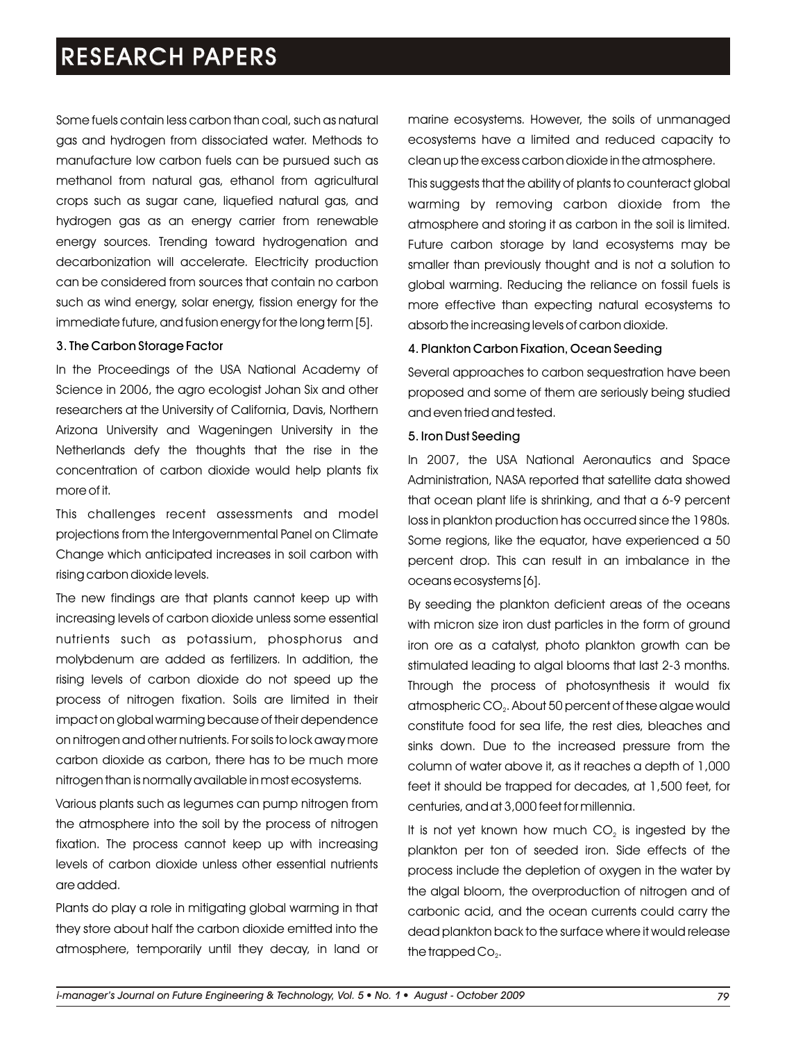Some fuels contain less carbon than coal, such as natural gas and hydrogen from dissociated water. Methods to manufacture low carbon fuels can be pursued such as methanol from natural gas, ethanol from agricultural crops such as sugar cane, liquefied natural gas, and hydrogen gas as an energy carrier from renewable energy sources. Trending toward hydrogenation and decarbonization will accelerate. Electricity production can be considered from sources that contain no carbon such as wind energy, solar energy, fission energy for the immediate future, and fusion energy for the long term [5].

### 3. The Carbon Storage Factor

In the Proceedings of the USA National Academy of Science in 2006, the agro ecologist Johan Six and other researchers at the University of California, Davis, Northern Arizona University and Wageningen University in the Netherlands defy the thoughts that the rise in the concentration of carbon dioxide would help plants fix more of it.

This challenges recent assessments and model projections from the Intergovernmental Panel on Climate Change which anticipated increases in soil carbon with rising carbon dioxide levels.

The new findings are that plants cannot keep up with increasing levels of carbon dioxide unless some essential nutrients such as potassium, phosphorus and molybdenum are added as fertilizers. In addition, the rising levels of carbon dioxide do not speed up the process of nitrogen fixation. Soils are limited in their impact on global warming because of their dependence on nitrogen and other nutrients. For soils to lock away more carbon dioxide as carbon, there has to be much more nitrogen than is normally available in most ecosystems.

Various plants such as legumes can pump nitrogen from the atmosphere into the soil by the process of nitrogen fixation. The process cannot keep up with increasing levels of carbon dioxide unless other essential nutrients are added.

Plants do play a role in mitigating global warming in that they store about half the carbon dioxide emitted into the atmosphere, temporarily until they decay, in land or marine ecosystems. However, the soils of unmanaged ecosystems have a limited and reduced capacity to clean up the excess carbon dioxide in the atmosphere.

This suggests that the ability of plants to counteract global warming by removing carbon dioxide from the atmosphere and storing it as carbon in the soil is limited. Future carbon storage by land ecosystems may be smaller than previously thought and is not a solution to global warming. Reducing the reliance on fossil fuels is more effective than expecting natural ecosystems to absorb the increasing levels of carbon dioxide.

### 4. Plankton Carbon Fixation, Ocean Seeding

Several approaches to carbon sequestration have been proposed and some of them are seriously being studied and even tried and tested.

### 5. Iron Dust Seeding

In 2007, the USA National Aeronautics and Space Administration, NASA reported that satellite data showed that ocean plant life is shrinking, and that a 6-9 percent loss in plankton production has occurred since the 1980s. Some regions, like the equator, have experienced a 50 percent drop. This can result in an imbalance in the oceans ecosystems [6].

By seeding the plankton deficient areas of the oceans with micron size iron dust particles in the form of ground iron ore as a catalyst, photo plankton growth can be stimulated leading to algal blooms that last 2-3 months. Through the process of photosynthesis it would fix atmospheric $CO_2$. About 50 percent of these algae would constitute food for sea life, the rest dies, bleaches and sinks down. Due to the increased pressure from the column of water above it, as it reaches a depth of 1,000 feet it should be trapped for decades, at 1,500 feet, for centuries, and at 3,000 feet for millennia.

It is not yet known how much $CO_2$ is ingested by the plankton per ton of seeded iron. Side effects of the process include the depletion of oxygen in the water by the algal bloom, the overproduction of nitrogen and of carbonic acid, and the ocean currents could carry the dead plankton back to the surface where it would release the trapped $Co_2$.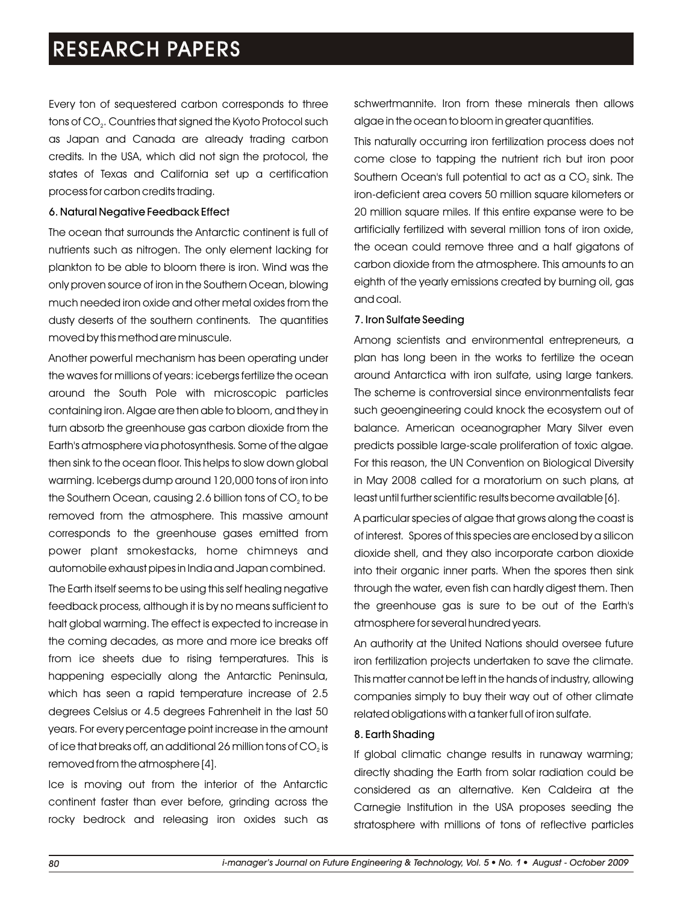Every ton of sequestered carbon corresponds to three tons of $CO_2$. Countries that signed the Kyoto Protocol such as Japan and Canada are already trading carbon credits. In the USA, which did not sign the protocol, the states of Texas and California set up a certification process for carbon credits trading.

### 6. Natural Negative Feedback Effect

The ocean that surrounds the Antarctic continent is full of nutrients such as nitrogen. The only element lacking for plankton to be able to bloom there is iron. Wind was the only proven source of iron in the Southern Ocean, blowing much needed iron oxide and other metal oxides from the dusty deserts of the southern continents. The quantities moved by this method are minuscule.

Another powerful mechanism has been operating under the waves for millions of years: icebergs fertilize the ocean around the South Pole with microscopic particles containing iron. Algae are then able to bloom, and they in turn absorb the greenhouse gas carbon dioxide from the Earth's atmosphere via photosynthesis. Some of the algae then sink to the ocean floor. This helps to slow down global warming. Icebergs dump around 120,000 tons of iron into the Southern Ocean, causing 2.6 billion tons of $CO_2$ to be removed from the atmosphere. This massive amount corresponds to the greenhouse gases emitted from power plant smokestacks, home chimneys and automobile exhaust pipes in India and Japan combined.

The Earth itself seems to be using this self healing negative feedback process, although it is by no means sufficient to halt global warming. The effect is expected to increase in the coming decades, as more and more ice breaks off from ice sheets due to rising temperatures. This is happening especially along the Antarctic Peninsula, which has seen a rapid temperature increase of 2.5 degrees Celsius or 4.5 degrees Fahrenheit in the last 50 years. For every percentage point increase in the amount of ice that breaks off, an additional 26 million tons of $CO_2$ is removed from the atmosphere [4].

Ice is moving out from the interior of the Antarctic continent faster than ever before, grinding across the rocky bedrock and releasing iron oxides such as schwertmannite. Iron from these minerals then allows algae in the ocean to bloom in greater quantities.

This naturally occurring iron fertilization process does not come close to tapping the nutrient rich but iron poor Southern Ocean's full potential to act as a $CO_2$ sink. The iron-deficient area covers 50 million square kilometers or 20 million square miles. If this entire expanse were to be artificially fertilized with several million tons of iron oxide, the ocean could remove three and a half gigatons of carbon dioxide from the atmosphere. This amounts to an eighth of the yearly emissions created by burning oil, gas and coal.

### 7. Iron Sulfate Seeding

Among scientists and environmental entrepreneurs, a plan has long been in the works to fertilize the ocean around Antarctica with iron sulfate, using large tankers. The scheme is controversial since environmentalists fear such geoengineering could knock the ecosystem out of balance. American oceanographer Mary Silver even predicts possible large-scale proliferation of toxic algae. For this reason, the UN Convention on Biological Diversity in May 2008 called for a moratorium on such plans, at least until further scientific results become available [6].

A particular species of algae that grows along the coast is of interest. Spores of this species are enclosed by a silicon dioxide shell, and they also incorporate carbon dioxide into their organic inner parts. When the spores then sink through the water, even fish can hardly digest them. Then the greenhouse gas is sure to be out of the Earth's atmosphere for several hundred years.

An authority at the United Nations should oversee future iron fertilization projects undertaken to save the climate. This matter cannot be left in the hands of industry, allowing companies simply to buy their way out of other climate related obligations with a tanker full of iron sulfate.

### 8. Earth Shading

If global climatic change results in runaway warming; directly shading the Earth from solar radiation could be considered as an alternative. Ken Caldeira at the Carnegie Institution in the USA proposes seeding the stratosphere with millions of tons of reflective particles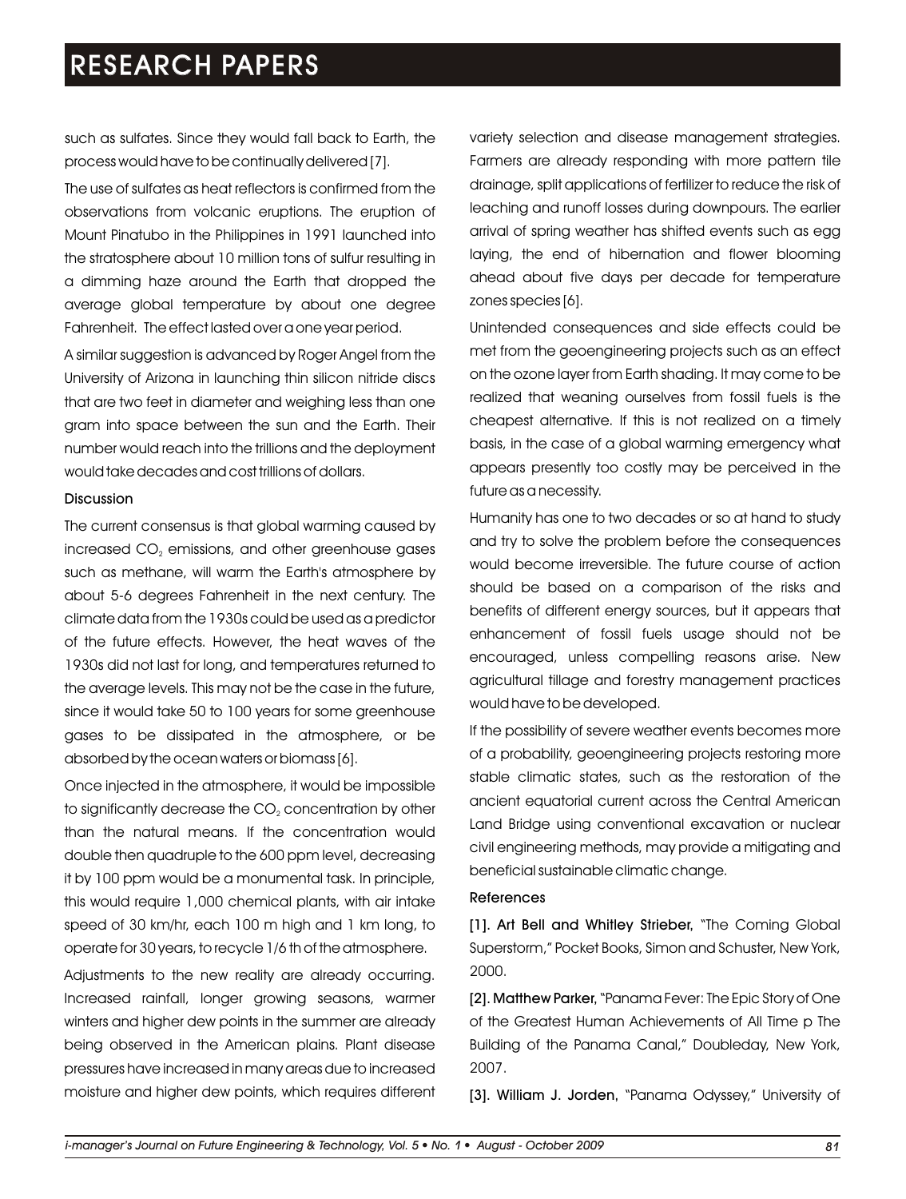such as sulfates. Since they would fall back to Earth, the process would have to be continually delivered [7].

The use of sulfates as heat reflectors is confirmed from the observations from volcanic eruptions. The eruption of Mount Pinatubo in the Philippines in 1991 launched into the stratosphere about 10 million tons of sulfur resulting in a dimming haze around the Earth that dropped the average global temperature by about one degree Fahrenheit. The effect lasted over a one year period.

A similar suggestion is advanced by Roger Angel from the University of Arizona in launching thin silicon nitride discs that are two feet in diameter and weighing less than one gram into space between the sun and the Earth. Their number would reach into the trillions and the deployment would take decades and cost trillions of dollars.

### Discussion

The current consensus is that global warming caused by increased $CO_2$ emissions, and other greenhouse gases such as methane, will warm the Earth's atmosphere by about 5-6 degrees Fahrenheit in the next century. The climate data from the 1930s could be used as a predictor of the future effects. However, the heat waves of the 1930s did not last for long, and temperatures returned to the average levels. This may not be the case in the future, since it would take 50 to 100 years for some greenhouse gases to be dissipated in the atmosphere, or be absorbed by the ocean waters or biomass [6].

Once injected in the atmosphere, it would be impossible to significantly decrease the $CO_2$ concentration by other than the natural means. If the concentration would double then quadruple to the 600 ppm level, decreasing it by 100 ppm would be a monumental task. In principle, this would require 1,000 chemical plants, with air intake speed of 30 km/hr, each 100 m high and 1 km long, to operate for 30 years, to recycle 1/6 th of the atmosphere.

Adjustments to the new reality are already occurring. Increased rainfall, longer growing seasons, warmer winters and higher dew points in the summer are already being observed in the American plains. Plant disease pressures have increased in many areas due to increased moisture and higher dew points, which requires different variety selection and disease management strategies. Farmers are already responding with more pattern tile drainage, split applications of fertilizer to reduce the risk of leaching and runoff losses during downpours. The earlier arrival of spring weather has shifted events such as egg laying, the end of hibernation and flower blooming ahead about five days per decade for temperature zones species [6].

Unintended consequences and side effects could be met from the geoengineering projects such as an effect on the ozone layer from Earth shading. It may come to be realized that weaning ourselves from fossil fuels is the cheapest alternative. If this is not realized on a timely basis, in the case of a global warming emergency what appears presently too costly may be perceived in the future as a necessity.

Humanity has one to two decades or so at hand to study and try to solve the problem before the consequences would become irreversible. The future course of action should be based on a comparison of the risks and benefits of different energy sources, but it appears that enhancement of fossil fuels usage should not be encouraged, unless compelling reasons arise. New agricultural tillage and forestry management practices would have to be developed.

If the possibility of severe weather events becomes more of a probability, geoengineering projects restoring more stable climatic states, such as the restoration of the ancient equatorial current across the Central American Land Bridge using conventional excavation or nuclear civil engineering methods, may provide a mitigating and beneficial sustainable climatic change.

### References

[1]. **Art Bell and Whitley Strieber,** "The Coming Global Superstorm," Pocket Books, Simon and Schuster, New York, 2000.

[2]. **Matthew Parker,** "Panama Fever: The Epic Story of One of the Greatest Human Achievements of All Time p The Building of the Panama Canal," Doubleday, New York, 2007.

[3]. **William J. Jorden,** "Panama Odyssey," University of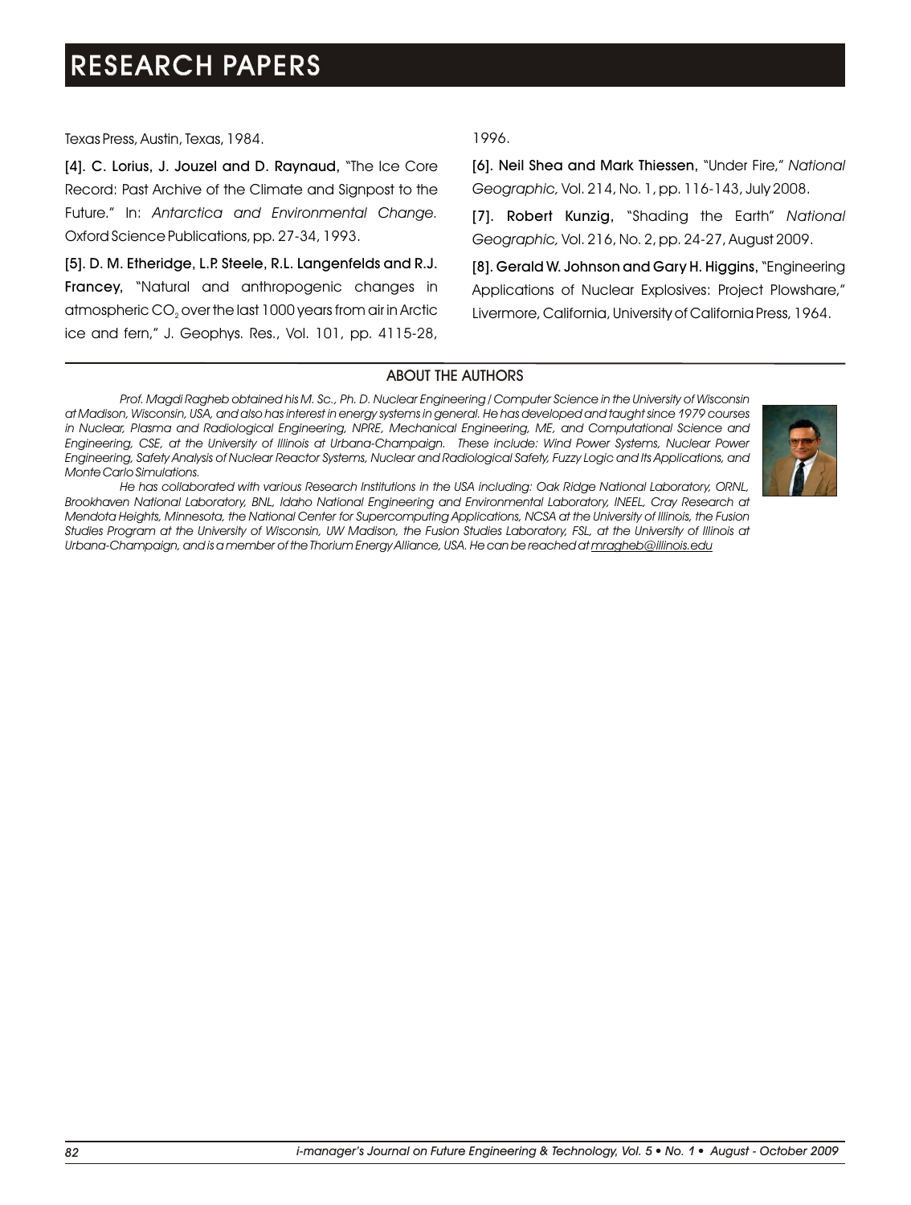Texas Press, Austin, Texas, 1984.

[4]. **C. Lorius, J. Jouzel and D. Raynaud,** "The Ice Core Record: Past Archive of the Climate and Signpost to the Future." In: *Antarctica and Environmental Change.* Oxford Science Publications, pp. 27-34, 1993.

[5]. **D. M. Etheridge, L.P. Steele, R.L. Langenfelds and R.J. Francey,** "Natural and anthropogenic changes in atmospheric $CO_2$ over the last 1000 years from air in Arctic ice and fern," J. Geophys. Res., Vol. 101, pp. 4115-28, 1996.

[6]. **Neil Shea and Mark Thiessen,** "Under Fire," *National Geographic,* Vol. 214, No. 1, pp. 116-143, July 2008.

[7]. **Robert Kunzig,** "Shading the Earth" *National Geographic,* Vol. 216, No. 2, pp. 24-27, August 2009.

[8]. **Gerald W. Johnson and Gary H. Higgins,** "Engineering Applications of Nuclear Explosives: Project Plowshare," Livermore, California, University of California Press, 1964.

## ABOUT THE AUTHORS

*Prof. Magdi Ragheb obtained his M. Sc., Ph. D. Nuclear Engineering / Computer Science in the University of Wisconsin at Madison, Wisconsin, USA, and also has interest in energy systems in general. He has developed and taught since 1979 courses in Nuclear, Plasma and Radiological Engineering, NPRE, Mechanical Engineering, ME, and Computational Science and Engineering, CSE, at the University of Illinois at Urbana-Champaign. These include: Wind Power Systems, Nuclear Power Engineering, Safety Analysis of Nuclear Reactor Systems, Nuclear and Radiological Safety, Fuzzy Logic and Its Applications, and Monte Carlo Simulations.*

*He has collaborated with various Research Institutions in the USA including: Oak Ridge National Laboratory, ORNL, Brookhaven National Laboratory, BNL, Idaho National Engineering and Environmental Laboratory, INEEL, Cray Research at Mendota Heights, Minnesota, the National Center for Supercomputing Applications, NCSA at the University of Illinois, the Fusion Studies Program at the University of Wisconsin, UW Madison, the Fusion Studies Laboratory, FSL, at the University of Illinois at Urbana-Champaign, and is a member of the Thorium Energy Alliance, USA. He can be reached at mragheb@illinois.edu*